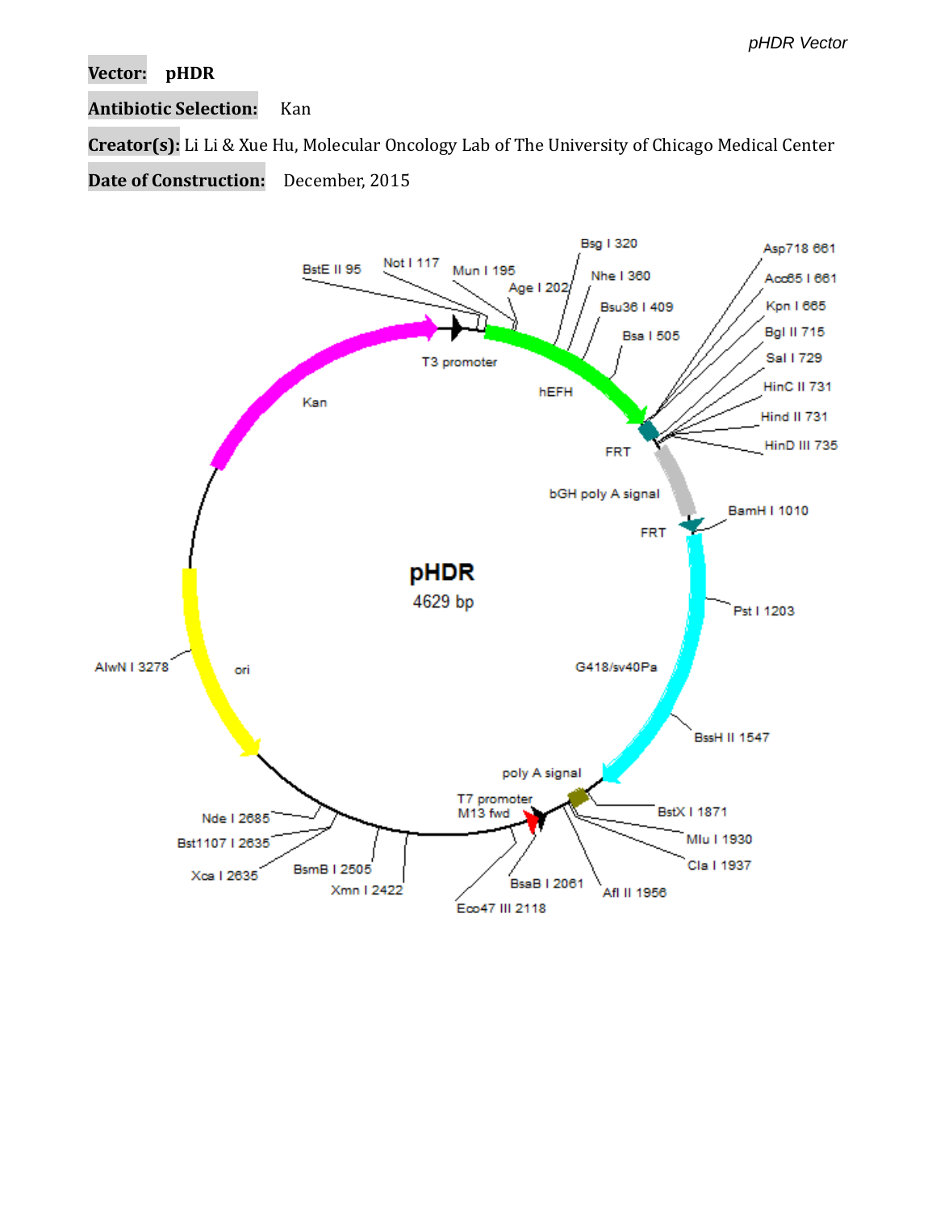**Vector:** **pHDR**

**Antibiotic Selection:** Kan

**Creator(s):** Li Li & Xue Hu, Molecular Oncology Lab of The University of Chicago Medical Center

**Date of Construction:** December, 2015

pHDR
4629 bp

BstE II 95
Not I 117
Mun I 195
Age I 202
Bsg I 320
Nhe I 360
Bsu36 I 409
Bsa I 505
Asp718 661
Acc65 I 661
Kpn I 665
Bgl II 715
Sal I 729
HinC II 731
Hind II 731
HinD III 735
BamH I 1010
Pst I 1203
BssH II 1547
BstX I 1871
Mlu I 1930
Cla I 1937
Afl II 1956
BsaB I 2061
Eco47 III 2118
Xmn I 2422
BsmB I 2505
Xca I 2635
Bst1107 I 2635
Nde I 2685
AlwN I 3278

T3 promoter
hEFH
FRT
bGH poly A signal
FRT
G418/sv40Pa
poly A signal
T7 promoter
M13 fwd
ori
Kan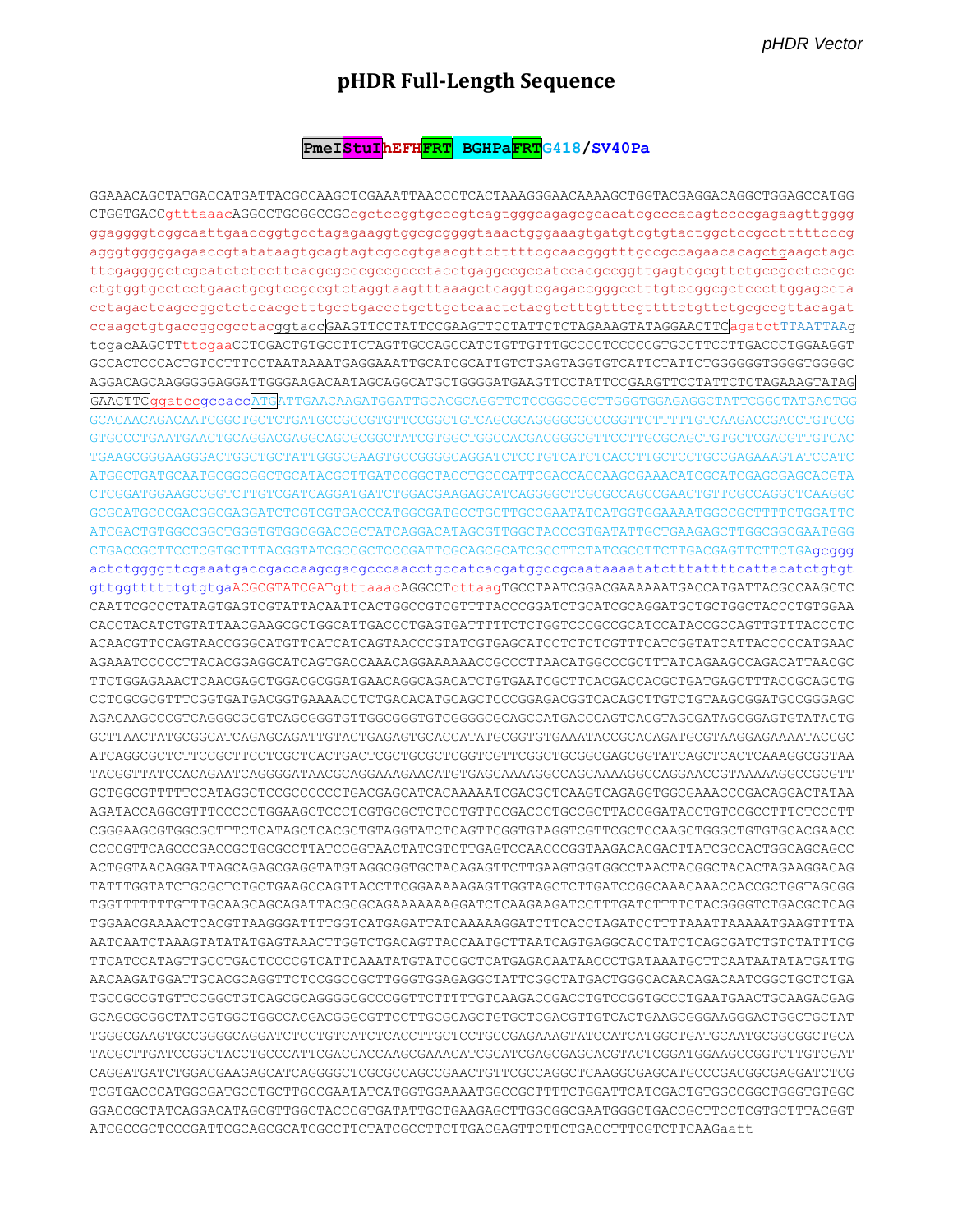# pHDR Full-Length Sequence

**PmeI StuI hEFH FRT BGHPa FRT G418/SV40Pa**

```
GGAAACAGCTATGACCATGATTACGCCAAGCTCGAAATTAACCCTCACTAAAGGGAACAAAAGCTGGTACGAGGACAGGCTGGAGCCATGG
CTGGTGACCgtttaaacAGGCCTGCGGCCGCcgctccggtgcccgtcagtgggcagagcgcacatcgcccacagtccccgagaagttgggg
ggaggggtcggcaattgaaccggtgcctagagaaggtggcgcggggtaaactgggaaagtgatgtcgtgtactggctccgcctttttcccg
agggtgggggagaaccgtatataagtgcagtagtcgccgtgaacgttctttttcgcaacgggtttgccgccagaacacagctgaagctagc
ttcgaggggctcgcatctctccttcacgcgcccgccgccctacctgaggccgccatccacgccggttgagtcgcgttctgccgcctcccgc
ctgtggtgcctcctgaactgcgtccgccgtctaggtaagtttaaagctcaggtcgagaccgggcctttgtccggcgctcccttggagccta
cctagactcagccggctctccacgctttgcctgaccctgcttgctcaactctacgtctttgtttcgttttctgttctgcgccgttacagat
ccaagctgtgaccggcgcctacggtaccGAAGTTCCTATTCCGAAGTTCCTATTCTCTAGAAAGTATAGGAACTTCagatctTTAATTAAg
tcgacAAGCTTttcgaaCCTCGACTGTGCCTTCTAGTTGCCAGCCATCTGTTGTTTGCCCCTCCCCCGTGCCTTCCTTGACCCTGGAAGGT
GCCACTCCCACTGTCCTTTCCTAATAAAATGAGGAAATTGCATCGCATTGTCTGAGTAGGTGTCATTCTATTCTGGGGGGTGGGGTGGGGC
AGGACAGCAAGGGGGAGGATTGGGAAGACAATAGCAGGCATGCTGGGGATGAAGTTCCTATTCCGAAGTTCCTATTCTCTAGAAAGTATAG
GAACTTCggatccgccaccATGATTGAACAAGATGGATTGCACGCAGGTTCTCCGGCCGCTTGGGTGGAGAGGCTATTCGGCTATGACTGG
GCACAACAGACAATCGGCTGCTCTGATGCCGCCGTGTTCCGGCTGTCAGCGCAGGGGCGCCCGGTTCTTTTTGTCAAGACCGACCTGTCCG
GTGCCCTGAATGAACTGCAGGACGAGGCAGCGCGGCTATCGTGGCTGGCCACGACGGGCGTTCCTTGCGCAGCTGTGCTCGACGTTGTCAC
TGAAGCGGGAAGGGACTGGCTGCTATTGGGCGAAGTGCCGGGGCAGGATCTCCTGTCATCTCACCTTGCTCCTGCCGAGAAAGTATCCATC
ATGGCTGATGCAATGCGGCGGCTGCATACGCTTGATCCGGCTACCTGCCCATTCGACCACCAAGCGAAACATCGCATCGAGCGAGCACGTA
CTCGGATGGAAGCCGGTCTTGTCGATCAGGATGATCTGGACGAAGAGCATCAGGGGCTCGCGCCAGCCGAACTGTTCGCCAGGCTCAAGGC
GCGCATGCCCGACGGCGAGGATCTCGTCGTGACCCATGGCGATGCCTGCTTGCCGAATATCATGGTGGAAAATGGCCGCTTTTCTGGATTC
ATCGACTGTGGCCGGCTGGGTGTGGCGGACCGCTATCAGGACATAGCGTTGGCTACCCGTGATATTGCTGAAGAGCTTGGCGGCGAATGGG
CTGACCGCTTCCTCGTGCTTTACGGTATCGCCGCTCCCGATTCGCAGCGCATCGCCTTCTATCGCCTTCTTGACGAGTTCTTCTGAgcggg
actctggggttcgaaatgaccgaccaagcgacgcccaacctgccatcacgatggccgcaataaaatatctttattttcattacatctgtgt
gttggttttttgtgtgaACGCGTATCGATgtttaaacAGGCCTcttaagTGCCTAATCGGACGAAAAAATGACCATGATTACGCCAAGCTC
CAATTCGCCCTATAGTGAGTCGTATTACAATTCACTGGCCGTCGTTTTACCCGGATCTGCATCGCAGGATGCTGCTGGCTACCCTGTGGAA
CACCTACATCTGTATTAACGAAGCGCTGGCATTGACCCTGAGTGATTTTTCTCTGGTCCCGCCGCATCCATACCGCCAGTTGTTTACCCTC
ACAACGTTCCAGTAACCGGGCATGTTCATCATCAGTAACCCGTATCGTGAGCATCCTCTCTCGTTTCATCGGTATCATTACCCCCATGAAC
AGAAATCCCCCTTACACGGAGGCATCAGTGACCAAACAGGAAAAAACCGCCCTTAACATGGCCCGCTTTATCAGAAGCCAGACATTAACGC
TTCTGGAGAAACTCAACGAGCTGGACGCGGATGAACAGGCAGACATCTGTGAATCGCTTCACGACCACGCTGATGAGCTTTACCGCAGCTG
CCTCGCGCGTTTCGGTGATGACGGTGAAAACCTCTGACACATGCAGCTCCCGGAGACGGTCACAGCTTGTCTGTAAGCGGATGCCGGGAGC
AGACAAGCCCGTCAGGGCGCGTCAGCGGGTGTTGGCGGGTGTCGGGGCGCAGCCATGACCCAGTCACGTAGCGATAGCGGAGTGTATACTG
GCTTAACTATGCGGCATCAGAGCAGATTGTACTGAGAGTGCACCATATGCGGTGTGAAATACCGCACAGATGCGTAAGGAGAAAATACCGC
ATCAGGCGCTCTTCCGCTTCCTCGCTCACTGACTCGCTGCGCTCGGTCGTTCGGCTGCGGCGAGCGGTATCAGCTCACTCAAAGGCGGTAA
TACGGTTATCCACAGAATCAGGGGATAACGCAGGAAAGAACATGTGAGCAAAAGGCCAGCAAAAGGCCAGGAACCGTAAAAAGGCCGCGTT
GCTGGCGTTTTTCCATAGGCTCCGCCCCCCTGACGAGCATCACAAAAATCGACGCTCAAGTCAGAGGTGGCGAAACCCGACAGGACTATAA
AGATACCAGGCGTTTCCCCCTGGAAGCTCCCTCGTGCGCTCTCCTGTTCCGACCCTGCCGCTTACCGGATACCTGTCCGCCTTTCTCCCTT
CGGGAAGCGTGGCGCTTTCTCATAGCTCACGCTGTAGGTATCTCAGTTCGGTGTAGGTCGTTCGCTCCAAGCTGGGCTGTGTGCACGAACC
CCCCGTTCAGCCCGACCGCTGCGCCTTATCCGGTAACTATCGTCTTGAGTCCAACCCGGTAAGACACGACTTATCGCCACTGGCAGCAGCC
ACTGGTAACAGGATTAGCAGAGCGAGGTATGTAGGCGGTGCTACAGAGTTCTTGAAGTGGTGGCCTAACTACGGCTACACTAGAAGGACAG
TATTTGGTATCTGCGCTCTGCTGAAGCCAGTTACCTTCGGAAAAAGAGTTGGTAGCTCTTGATCCGGCAAACAAACCACCGCTGGTAGCGG
TGGTTTTTTTGTTTGCAAGCAGCAGATTACGCGCAGAAAAAAAGGATCTCAAGAAGATCCTTTGATCTTTTCTACGGGGTCTGACGCTCAG
TGGAACGAAAACTCACGTTAAGGGATTTTGGTCATGAGATTATCAAAAAGGATCTTCACCTAGATCCTTTTAAATTAAAAATGAAGTTTTA
AATCAATCTAAAGTATATATGAGTAAACTTGGTCTGACAGTTACCAATGCTTAATCAGTGAGGCACCTATCTCAGCGATCTGTCTATTTCG
TTCATCCATAGTTGCCTGACTCCCCGTCATTCAAATATGTATCCGCTCATGAGACAATAACCCTGATAAATGCTTCAATAATATATGATTG
AACAAGATGGATTGCACGCAGGTTCTCCGGCCGCTTGGGTGGAGAGGCTATTCGGCTATGACTGGGCACAACAGACAATCGGCTGCTCTGA
TGCCGCCGTGTTCCGGCTGTCAGCGCAGGGGCGCCCGGTTCTTTTTGTCAAGACCGACCTGTCCGGTGCCCTGAATGAACTGCAAGACGAG
GCAGCGCGGCTATCGTGGCTGGCCACGACGGGCGTTCCTTGCGCAGCTGTGCTCGACGTTGTCACTGAAGCGGGAAGGGACTGGCTGCTAT
TGGGCGAAGTGCCGGGGCAGGATCTCCTGTCATCTCACCTTGCTCCTGCCGAGAAAGTATCCATCATGGCTGATGCAATGCGGCGGCTGCA
TACGCTTGATCCGGCTACCTGCCCATTCGACCACCAAGCGAAACATCGCATCGAGCGAGCACGTACTCGGATGGAAGCCGGTCTTGTCGAT
CAGGATGATCTGGACGAAGAGCATCAGGGGCTCGCGCCAGCCGAACTGTTCGCCAGGCTCAAGGCGAGCATGCCCGACGGCGAGGATCTCG
TCGTGACCCATGGCGATGCCTGCTTGCCGAATATCATGGTGGAAAATGGCCGCTTTTCTGGATTCATCGACTGTGGCCGGCTGGGTGTGGC
GGACCGCTATCAGGACATAGCGTTGGCTACCCGTGATATTGCTGAAGAGCTTGGCGGCGAATGGGCTGACCGCTTCCTCGTGCTTTACGGT
ATCGCCGCTCCCGATTCGCAGCGCATCGCCTTCTATCGCCTTCTTGACGAGTTCTTCTGACCTTTCGTCTTCAAGaatt
```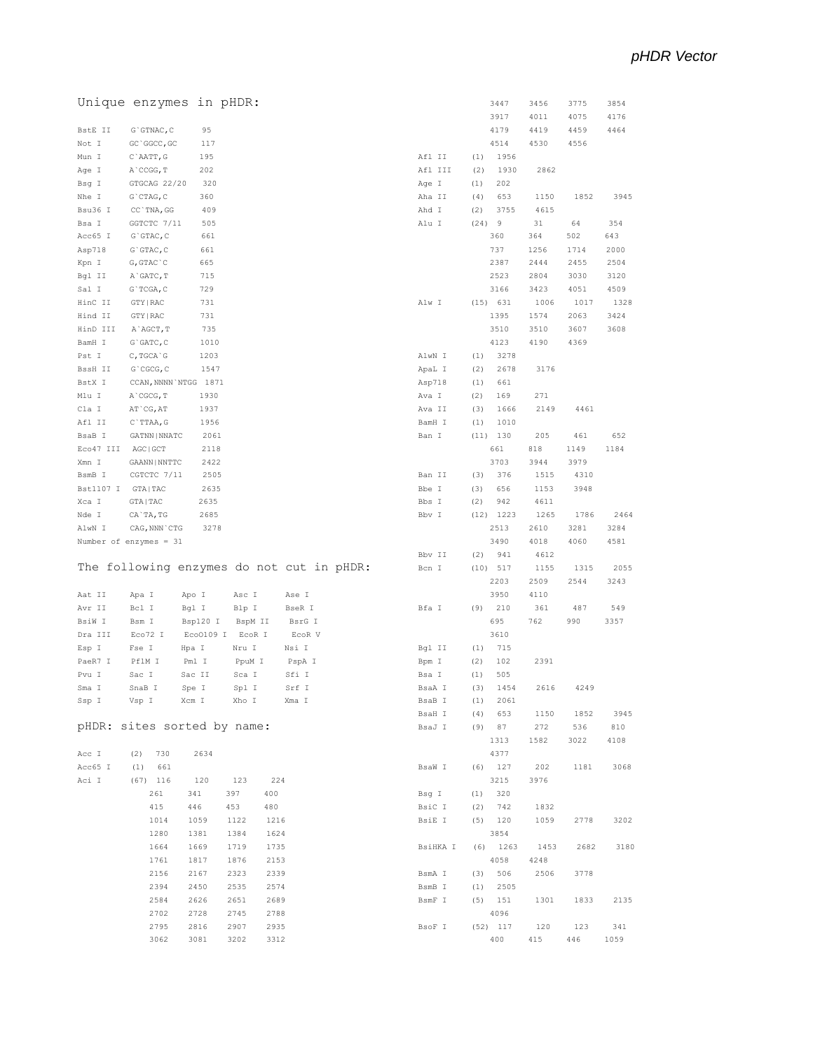## Unique enzymes in pHDR:

| | | |
|---|---|---|
| BstE II | G`GTNAC,C | 95 |
| Not I | GC`GGCC,GC | 117 |
| Mun I | C`AATT,G | 195 |
| Age I | A`CCGG,T | 202 |
| Bsg I | GTGCAG 22/20 | 320 |
| Nhe I | G`CTAG,C | 360 |
| Bsu36 I | CC`TNA,GG | 409 |
| Bsa I | GGTCTC 7/11 | 505 |
| Acc65 I | G`GTAC,C | 661 |
| Asp718 | G`GTAC,C | 661 |
| Kpn I | G,GTAC`C | 665 |
| Bgl II | A`GATC,T | 715 |
| Sal I | G`TCGA,C | 729 |
| HinC II | GTY\|RAC | 731 |
| Hind II | GTY\|RAC | 731 |
| HinD III | A`AGCT,T | 735 |
| BamH I | G`GATC,C | 1010 |
| Pst I | C,TGCA`G | 1203 |
| BssH II | G`CGCG,C | 1547 |
| BstX I | CCAN,NNNN`NTGG | 1871 |
| Mlu I | A`CGCG,T | 1930 |
| Cla I | AT`CG,AT | 1937 |
| Afl II | C`TTAA,G | 1956 |
| BsaB I | GATNN\|NNATC | 2061 |
| Eco47 III | AGC\|GCT | 2118 |
| Xmn I | GAANN\|NNTTC | 2422 |
| BsmB I | CGTCTC 7/11 | 2505 |
| Bst1107 I | GTA\|TAC | 2635 |
| Xca I | GTA\|TAC | 2635 |
| Nde I | CA`TA,TG | 2685 |
| AlwN I | CAG,NNN`CTG | 3278 |

Number of enzymes = 31

## The following enzymes do not cut in pHDR:

| | | | | |
|---|---|---|---|---|
| Aat II | Apa I | Apo I | Asc I | Ase I |
| Avr II | Bcl I | Bgl I | Blp I | BseR I |
| BsiW I | Bsm I | Bsp120 I | BspM II | BsrG I |
| Dra III | Eco72 I | EcoO109 I | EcoR I | EcoR V |
| Esp I | Fse I | Hpa I | Nru I | Nsi I |
| PaeR7 I | PflM I | Pml I | PpuM I | PspA I |
| Pvu I | Sac I | Sac II | Sca I | Sfi I |
| Sma I | SnaB I | Spe I | Spl I | Srf I |
| Ssp I | Vsp I | Xcm I | Xho I | Xma I |

## pHDR: sites sorted by name:

```
Acc I      (2)  730    2634
Acc65 I    (1)  661
Aci I      (67) 116    120    123    224
                261    341    397    400
                415    446    453    480
                1014   1059   1122   1216
                1280   1381   1384   1624
                1664   1669   1719   1735
                1761   1817   1876   2153
                2156   2167   2323   2339
                2394   2450   2535   2574
                2584   2626   2651   2689
                2702   2728   2745   2788
                2795   2816   2907   2935
                3062   3081   3202   3312
                3447   3456   3775   3854
                3917   4011   4075   4176
                4179   4419   4459   4464
                4514   4530   4556
Afl II     (1)  1956
Afl III    (2)  1930   2862
Age I      (1)  202
Aha II     (4)  653    1150   1852   3945
Ahd I      (2)  3755   4615
Alu I      (24) 9      31     64     354
                360    364    502    643
                737    1256   1714   2000
                2387   2444   2455   2504
                2523   2804   3030   3120
                3166   3423   4051   4509
Alw I      (15) 631    1006   1017   1328
                1395   1574   2063   3424
                3510   3510   3607   3608
                4123   4190   4369
AlwN I     (1)  3278
ApaL I     (2)  2678   3176
Asp718     (1)  661
Ava I      (2)  169    271
Ava II     (3)  1666   2149   4461
BamH I     (1)  1010
Ban I      (11) 130    205    461    652
                661    818    1149   1184
                3703   3944   3979
Ban II     (3)  376    1515   4310
Bbe I      (3)  656    1153   3948
Bbs I      (2)  942    4611
Bbv I      (12) 1223   1265   1786   2464
                2513   2610   3281   3284
                3490   4018   4060   4581
Bbv II     (2)  941    4612
Bcn I      (10) 517    1155   1315   2055
                2203   2509   2544   3243
                3950   4110
Bfa I      (9)  210    361    487    549
                695    762    990    3357
                3610
Bgl II     (1)  715
Bpm I      (2)  102    2391
Bsa I      (1)  505
BsaA I     (3)  1454   2616   4249
BsaB I     (1)  2061
BsaH I     (4)  653    1150   1852   3945
BsaJ I     (9)  87     272    536    810
                1313   1582   3022   4108
                4377
BsaW I     (6)  127    202    1181   3068
                3215   3976
Bsg I      (1)  320
BsiC I     (2)  742    1832
BsiE I     (5)  120    1059   2778   3202
                3854
BsiHKA I   (6)  1263   1453   2682   3180
                4058   4248
BsmA I     (3)  506    2506   3778
BsmB I     (1)  2505
BsmF I     (5)  151    1301   1833   2135
                4096
BsoF I     (52) 117    120    123    341
                400    415    446    1059
```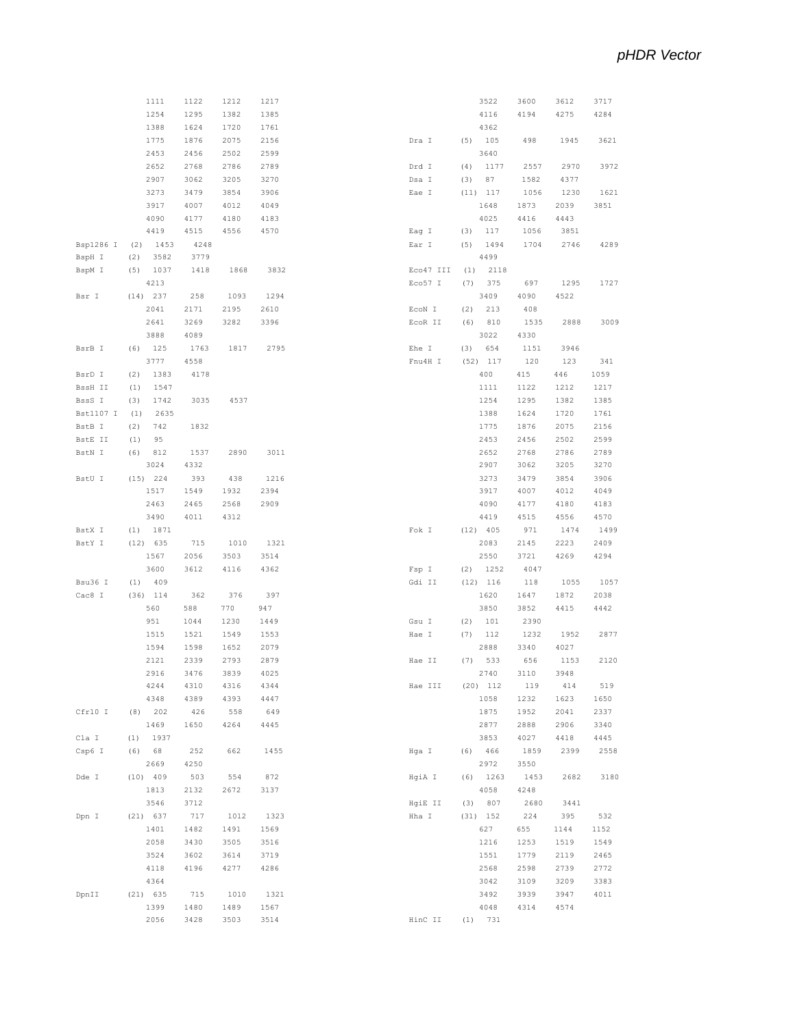| Enzyme | (n) | Sites | | | |
|---|---|---|---|---|---|
| | | 1111 | 1122 | 1212 | 1217 |
| | | 1254 | 1295 | 1382 | 1385 |
| | | 1388 | 1624 | 1720 | 1761 |
| | | 1775 | 1876 | 2075 | 2156 |
| | | 2453 | 2456 | 2502 | 2599 |
| | | 2652 | 2768 | 2786 | 2789 |
| | | 2907 | 3062 | 3205 | 3270 |
| | | 3273 | 3479 | 3854 | 3906 |
| | | 3917 | 4007 | 4012 | 4049 |
| | | 4090 | 4177 | 4180 | 4183 |
| | | 4419 | 4515 | 4556 | 4570 |
| Bsp1286 I | (2) | 1453 | 4248 | | |
| BspH I | (2) | 3582 | 3779 | | |
| BspM I | (5) | 1037 | 1418 | 1868 | 3832 |
| | | 4213 | | | |
| Bsr I | (14) | 237 | 258 | 1093 | 1294 |
| | | 2041 | 2171 | 2195 | 2610 |
| | | 2641 | 3269 | 3282 | 3396 |
| | | 3888 | 4089 | | |
| BsrB I | (6) | 125 | 1763 | 1817 | 2795 |
| | | 3777 | 4558 | | |
| BsrD I | (2) | 1383 | 4178 | | |
| BssH II | (1) | 1547 | | | |
| BssS I | (3) | 1742 | 3035 | 4537 | |
| Bst1107 I | (1) | 2635 | | | |
| BstB I | (2) | 742 | 1832 | | |
| BstE II | (1) | 95 | | | |
| BstN I | (6) | 812 | 1537 | 2890 | 3011 |
| | | 3024 | 4332 | | |
| BstU I | (15) | 224 | 393 | 438 | 1216 |
| | | 1517 | 1549 | 1932 | 2394 |
| | | 2463 | 2465 | 2568 | 2909 |
| | | 3490 | 4011 | 4312 | |
| BstX I | (1) | 1871 | | | |
| BstY I | (12) | 635 | 715 | 1010 | 1321 |
| | | 1567 | 2056 | 3503 | 3514 |
| | | 3600 | 3612 | 4116 | 4362 |
| Bsu36 I | (1) | 409 | | | |
| Cac8 I | (36) | 114 | 362 | 376 | 397 |
| | | 560 | 588 | 770 | 947 |
| | | 951 | 1044 | 1230 | 1449 |
| | | 1515 | 1521 | 1549 | 1553 |
| | | 1594 | 1598 | 1652 | 2079 |
| | | 2121 | 2339 | 2793 | 2879 |
| | | 2916 | 3476 | 3839 | 4025 |
| | | 4244 | 4310 | 4316 | 4344 |
| | | 4348 | 4389 | 4393 | 4447 |
| Cfr10 I | (8) | 202 | 426 | 558 | 649 |
| | | 1469 | 1650 | 4264 | 4445 |
| Cla I | (1) | 1937 | | | |
| Csp6 I | (6) | 68 | 252 | 662 | 1455 |
| | | 2669 | 4250 | | |
| Dde I | (10) | 409 | 503 | 554 | 872 |
| | | 1813 | 2132 | 2672 | 3137 |
| | | 3546 | 3712 | | |
| Dpn I | (21) | 637 | 717 | 1012 | 1323 |
| | | 1401 | 1482 | 1491 | 1569 |
| | | 2058 | 3430 | 3505 | 3516 |
| | | 3524 | 3602 | 3614 | 3719 |
| | | 4118 | 4196 | 4277 | 4286 |
| | | 4364 | | | |
| DpnII | (21) | 635 | 715 | 1010 | 1321 |
| | | 1399 | 1480 | 1489 | 1567 |
| | | 2056 | 3428 | 3503 | 3514 |
| | | 3522 | 3600 | 3612 | 3717 |
| | | 4116 | 4194 | 4275 | 4284 |
| | | 4362 | | | |
| Dra I | (5) | 105 | 498 | 1945 | 3621 |
| | | 3640 | | | |
| Drd I | (4) | 1177 | 2557 | 2970 | 3972 |
| Dsa I | (3) | 87 | 1582 | 4377 | |
| Eae I | (11) | 117 | 1056 | 1230 | 1621 |
| | | 1648 | 1873 | 2039 | 3851 |
| | | 4025 | 4416 | 4443 | |
| Eag I | (3) | 117 | 1056 | 3851 | |
| Ear I | (5) | 1494 | 1704 | 2746 | 4289 |
| | | 4499 | | | |
| Eco47 III | (1) | 2118 | | | |
| Eco57 I | (7) | 375 | 697 | 1295 | 1727 |
| | | 3409 | 4090 | 4522 | |
| EcoN I | (2) | 213 | 408 | | |
| EcoR II | (6) | 810 | 1535 | 2888 | 3009 |
| | | 3022 | 4330 | | |
| Ehe I | (3) | 654 | 1151 | 3946 | |
| Fnu4H I | (52) | 117 | 120 | 123 | 341 |
| | | 400 | 415 | 446 | 1059 |
| | | 1111 | 1122 | 1212 | 1217 |
| | | 1254 | 1295 | 1382 | 1385 |
| | | 1388 | 1624 | 1720 | 1761 |
| | | 1775 | 1876 | 2075 | 2156 |
| | | 2453 | 2456 | 2502 | 2599 |
| | | 2652 | 2768 | 2786 | 2789 |
| | | 2907 | 3062 | 3205 | 3270 |
| | | 3273 | 3479 | 3854 | 3906 |
| | | 3917 | 4007 | 4012 | 4049 |
| | | 4090 | 4177 | 4180 | 4183 |
| | | 4419 | 4515 | 4556 | 4570 |
| Fok I | (12) | 405 | 971 | 1474 | 1499 |
| | | 2083 | 2145 | 2223 | 2409 |
| | | 2550 | 3721 | 4269 | 4294 |
| Fsp I | (2) | 1252 | 4047 | | |
| Gdi II | (12) | 116 | 118 | 1055 | 1057 |
| | | 1620 | 1647 | 1872 | 2038 |
| | | 3850 | 3852 | 4415 | 4442 |
| Gsu I | (2) | 101 | 2390 | | |
| Hae I | (7) | 112 | 1232 | 1952 | 2877 |
| | | 2888 | 3340 | 4027 | |
| Hae II | (7) | 533 | 656 | 1153 | 2120 |
| | | 2740 | 3110 | 3948 | |
| Hae III | (20) | 112 | 119 | 414 | 519 |
| | | 1058 | 1232 | 1623 | 1650 |
| | | 1875 | 1952 | 2041 | 2337 |
| | | 2877 | 2888 | 2906 | 3340 |
| | | 3853 | 4027 | 4418 | 4445 |
| Hga I | (6) | 466 | 1859 | 2399 | 2558 |
| | | 2972 | 3550 | | |
| HgiA I | (6) | 1263 | 1453 | 2682 | 3180 |
| | | 4058 | 4248 | | |
| HgiE II | (3) | 807 | 2680 | 3441 | |
| Hha I | (31) | 152 | 224 | 395 | 532 |
| | | 627 | 655 | 1144 | 1152 |
| | | 1216 | 1253 | 1519 | 1549 |
| | | 1551 | 1779 | 2119 | 2465 |
| | | 2568 | 2598 | 2739 | 2772 |
| | | 3042 | 3109 | 3209 | 3383 |
| | | 3492 | 3939 | 3947 | 4011 |
| | | 4048 | 4314 | 4574 | |
| HinC II | (1) | 731 | | | |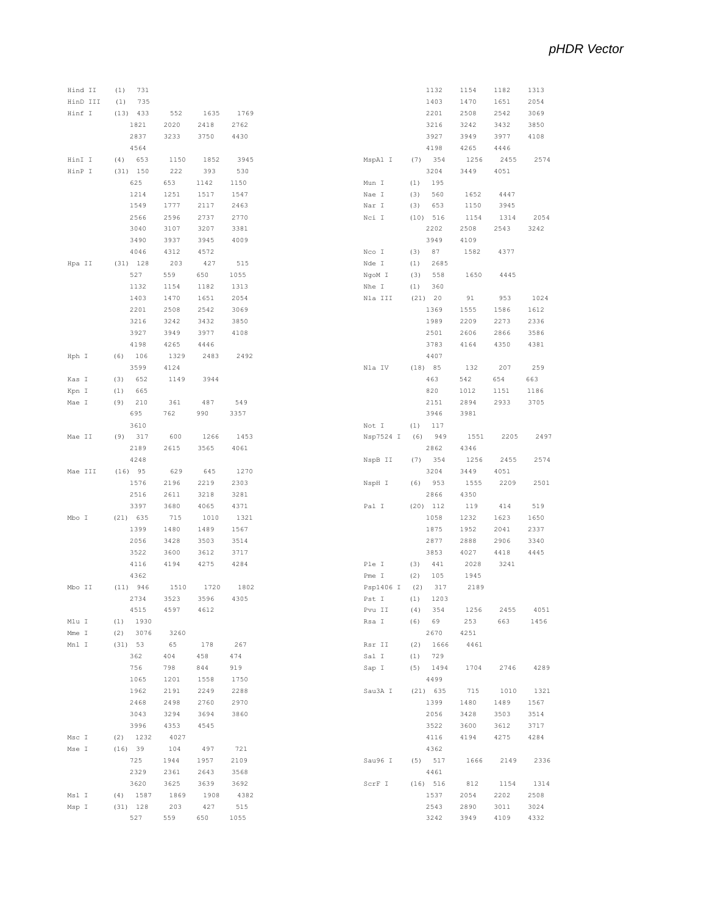| Enzyme | Sites | Locations |
|---|---|---|
| Hind II | (1) | 731 |
| HinD III | (1) | 735 |
| Hinf I | (13) | 433 552 1635 1769 1821 2020 2418 2762 2837 3233 3750 4430 4564 |
| HinI I | (4) | 653 1150 1852 3945 |
| HinP I | (31) | 150 222 393 530 625 653 1142 1150 1214 1251 1517 1547 1549 1777 2117 2463 2566 2596 2737 2770 3040 3107 3207 3381 3490 3937 3945 4009 4046 4312 4572 |
| Hpa II | (31) | 128 203 427 515 527 559 650 1055 1132 1154 1182 1313 1403 1470 1651 2054 2201 2508 2542 3069 3216 3242 3432 3850 3927 3949 3977 4108 4198 4265 4446 |
| Hph I | (6) | 106 1329 2483 2492 3599 4124 |
| Kas I | (3) | 652 1149 3944 |
| Kpn I | (1) | 665 |
| Mae I | (9) | 210 361 487 549 695 762 990 3357 3610 |
| Mae II | (9) | 317 600 1266 1453 2189 2615 3565 4061 4248 |
| Mae III | (16) | 95 629 645 1270 1576 2196 2219 2303 2516 2611 3218 3281 3397 3680 4065 4371 |
| Mbo I | (21) | 635 715 1010 1321 1399 1480 1489 1567 2056 3428 3503 3514 3522 3600 3612 3717 4116 4194 4275 4284 4362 |
| Mbo II | (11) | 946 1510 1720 1802 2734 3523 3596 4305 4515 4597 4612 |
| Mlu I | (1) | 1930 |
| Mme I | (2) | 3076 3260 |
| Mnl I | (31) | 53 65 178 267 362 404 458 474 756 798 844 919 1065 1201 1558 1750 1962 2191 2249 2288 2468 2498 2760 2970 3043 3294 3694 3860 3996 4353 4545 |
| Msc I | (2) | 1232 4027 |
| Mse I | (16) | 39 104 497 721 725 1944 1957 2109 2329 2361 2643 3568 3620 3625 3639 3692 |
| Msl I | (4) | 1587 1869 1908 4382 |
| Msp I | (31) | 128 203 427 515 527 559 650 1055 1132 1154 1182 1313 1403 1470 1651 2054 2201 2508 2542 3069 3216 3242 3432 3850 3927 3949 3977 4108 4198 4265 4446 |
| MspA1 I | (7) | 354 1256 2455 2574 3204 3449 4051 |
| Mun I | (1) | 195 |
| Nae I | (3) | 560 1652 4447 |
| Nar I | (3) | 653 1150 3945 |
| Nci I | (10) | 516 1154 1314 2054 2202 2508 2543 3242 3949 4109 |
| Nco I | (3) | 87 1582 4377 |
| Nde I | (1) | 2685 |
| NgoM I | (3) | 558 1650 4445 |
| Nhe I | (1) | 360 |
| Nla III | (21) | 20 91 953 1024 1369 1555 1586 1612 1989 2209 2273 2336 2501 2606 2866 3586 3783 4164 4350 4381 4407 |
| Nla IV | (18) | 85 132 207 259 463 542 654 663 820 1012 1151 1186 2151 2894 2933 3705 3946 3981 |
| Not I | (1) | 117 |
| Nsp7524 I | (6) | 949 1551 2205 2497 2862 4346 |
| NspB II | (7) | 354 1256 2455 2574 3204 3449 4051 |
| NspH I | (6) | 953 1555 2209 2501 2866 4350 |
| Pal I | (20) | 112 119 414 519 1058 1232 1623 1650 1875 1952 2041 2337 2877 2888 2906 3340 3853 4027 4418 4445 |
| Ple I | (3) | 441 2028 3241 |
| Pme I | (2) | 105 1945 |
| Psp1406 I | (2) | 317 2189 |
| Pst I | (1) | 1203 |
| Pvu II | (4) | 354 1256 2455 4051 |
| Rsa I | (6) | 69 253 663 1456 2670 4251 |
| Rsr II | (2) | 1666 4461 |
| Sal I | (1) | 729 |
| Sap I | (5) | 1494 1704 2746 4289 4499 |
| Sau3A I | (21) | 635 715 1010 1321 1399 1480 1489 1567 2056 3428 3503 3514 3522 3600 3612 3717 4116 4194 4275 4284 4362 |
| Sau96 I | (5) | 517 1666 2149 2336 4461 |
| ScrF I | (16) | 516 812 1154 1314 1537 2054 2202 2508 2543 2890 3011 3024 3242 3949 4109 4332 |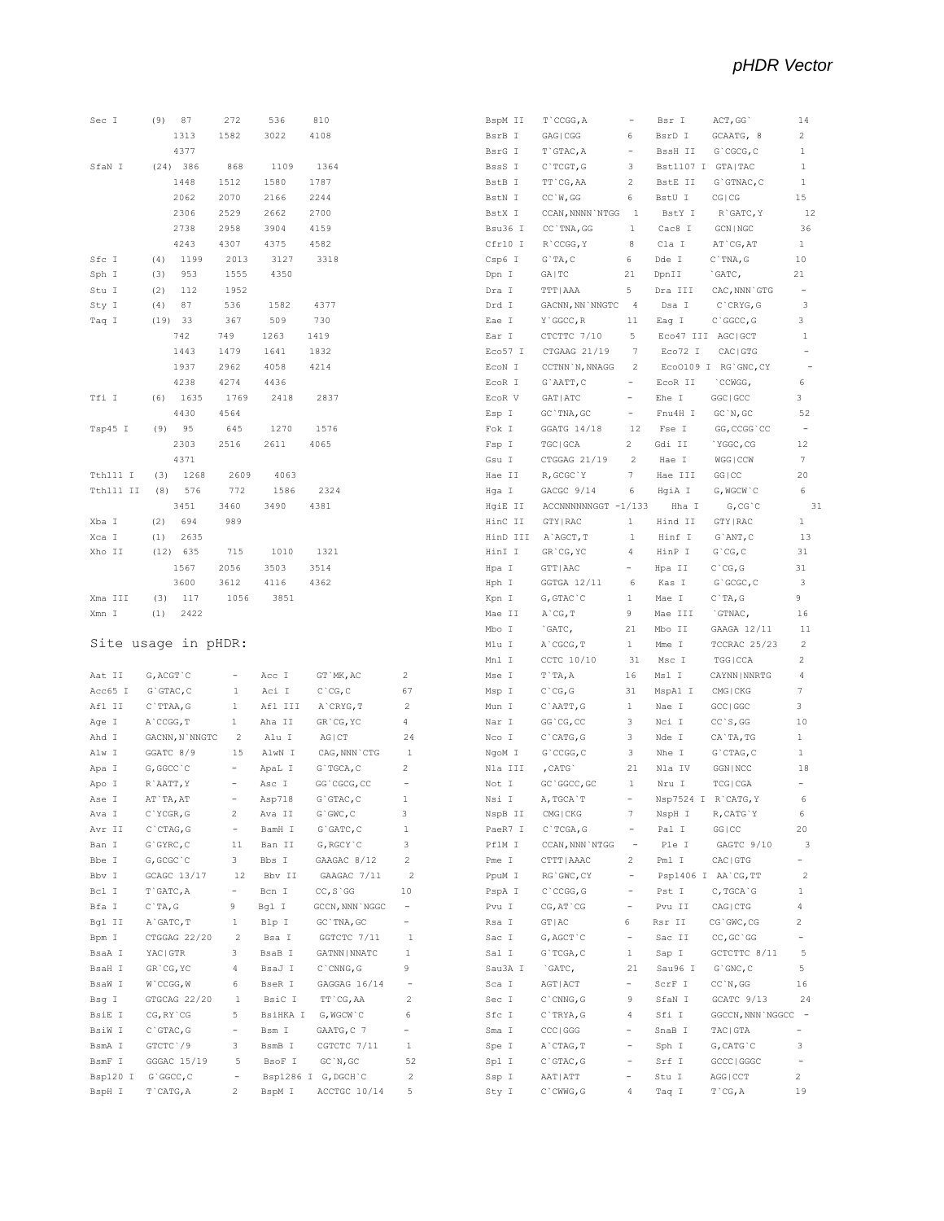| | | | | | |
|---|---|---|---|---|---|
| Sec I | (9) 87 | 272 | 536 | 810 | |
| | 1313 | 1582 | 3022 | 4108 | |
| | 4377 | | | | |
| SfaN I | (24) 386 | 868 | 1109 | 1364 | |
| | 1448 | 1512 | 1580 | 1787 | |
| | 2062 | 2070 | 2166 | 2244 | |
| | 2306 | 2529 | 2662 | 2700 | |
| | 2738 | 2958 | 3904 | 4159 | |
| | 4243 | 4307 | 4375 | 4582 | |
| Sfc I | (4) 1199 | 2013 | 3127 | 3318 | |
| Sph I | (3) 953 | 1555 | 4350 | | |
| Stu I | (2) 112 | 1952 | | | |
| Sty I | (4) 87 | 536 | 1582 | 4377 | |
| Taq I | (19) 33 | 367 | 509 | 730 | |
| | 742 | 749 | 1263 | 1419 | |
| | 1443 | 1479 | 1641 | 1832 | |
| | 1937 | 2962 | 4058 | 4214 | |
| | 4238 | 4274 | 4436 | | |
| Tfi I | (6) 1635 | 1769 | 2418 | 2837 | |
| | 4430 | 4564 | | | |
| Tsp45 I | (9) 95 | 645 | 1270 | 1576 | |
| | 2303 | 2516 | 2611 | 4065 | |
| | 4371 | | | | |
| Tth111 I | (3) 1268 | 2609 | 4063 | | |
| Tth111 II | (8) 576 | 772 | 1586 | 2324 | |
| | 3451 | 3460 | 3490 | 4381 | |
| Xba I | (2) 694 | 989 | | | |
| Xca I | (1) 2635 | | | | |
| Xho II | (12) 635 | 715 | 1010 | 1321 | |
| | 1567 | 2056 | 3503 | 3514 | |
| | 3600 | 3612 | 4116 | 4362 | |
| Xma III | (3) 117 | 1056 | 3851 | | |
| Xmn I | (1) 2422 | | | | |

## Site usage in pHDR:

| Enzyme | Site | Count | Enzyme | Site | Count |
|---|---|---|---|---|---|
| Aat II | G,ACGT`C | - | Acc I | GT`MK,AC | 2 |
| Acc65 I | G`GTAC,C | 1 | Aci I | C`CG,C | 67 |
| Afl II | C`TTAA,G | 1 | Afl III | A`CRYG,T | 2 |
| Age I | A`CCGG,T | 1 | Aha II | GR`CG,YC | 4 |
| Ahd I | GACNN,N`NNGTC | 2 | Alu I | AG\|CT | 24 |
| Alw I | GGATC 8/9 | 15 | AlwN I | CAG,NNN`CTG | 1 |
| Apa I | G,GGCC`C | - | ApaL I | G`TGCA,C | 2 |
| Apo I | R`AATT,Y | - | Asc I | GG`CGCG,CC | - |
| Ase I | AT`TA,AT | - | Asp718 | G`GTAC,C | 1 |
| Ava I | C`YCGR,G | 2 | Ava II | G`GWC,C | 3 |
| Avr II | C`CTAG,G | - | BamH I | G`GATC,C | 1 |
| Ban I | G`GYRC,C | 11 | Ban II | G,RGCY`C | 3 |
| Bbe I | G,GCGC`C | 3 | Bbs I | GAAGAC 8/12 | 2 |
| Bbv I | GCAGC 13/17 | 12 | Bbv II | GAAGAC 7/11 | 2 |
| Bcl I | T`GATC,A | - | Bcn I | CC,S`GG | 10 |
| Bfa I | C`TA,G | 9 | Bgl I | GCCN,NNN`NGGC | - |
| Bgl II | A`GATC,T | 1 | Blp I | GC`TNA,GC | - |
| Bpm I | CTGGAG 22/20 | 2 | Bsa I | GGTCTC 7/11 | 1 |
| BsaA I | YAC\|GTR | 3 | BsaB I | GATNN\|NNATC | 1 |
| BsaH I | GR`CG,YC | 4 | BsaJ I | C`CNNG,G | 9 |
| BsaW I | W`CCGG,W | 6 | BseR I | GAGGAG 16/14 | - |
| Bsg I | GTGCAG 22/20 | 1 | BsiC I | TT`CG,AA | 2 |
| BsiE I | CG,RY`CG | 5 | BsiHKA I | G,WGCW`C | 6 |
| BsiW I | C`GTAC,G | - | Bsm I | GAATG,C 7 | - |
| BsmA I | GTCTC`/9 | 3 | BsmB I | CGTCTC 7/11 | 1 |
| BsmF I | GGGAC 15/19 | 5 | BsoF I | GC`N,GC | 52 |
| Bsp120 I | G`GGCC,C | - | Bsp1286 I | G,DGCH`C | 2 |
| BspH I | T`CATG,A | 2 | BspM I | ACCTGC 10/14 | 5 |
| BspM II | T`CCGG,A | - | Bsr I | ACT,GG` | 14 |
| BsrB I | GAG\|CGG | 6 | BsrD I | GCAATG, 8 | 2 |
| BsrG I | T`GTAC,A | - | BssH II | G`CGCG,C | 1 |
| BssS I | C`TCGT,G | 3 | Bst1107 I | GTA\|TAC | 1 |
| BstB I | TT`CG,AA | 2 | BstE II | G`GTNAC,C | 1 |
| BstN I | CC`W,GG | 6 | BstU I | CG\|CG | 15 |
| BstX I | CCAN,NNNN`NTGG | 1 | BstY I | R`GATC,Y | 12 |
| Bsu36 I | CC`TNA,GG | 1 | Cac8 I | GCN\|NGC | 36 |
| Cfr10 I | R`CCGG,Y | 8 | Cla I | AT`CG,AT | 1 |
| Csp6 I | G`TA,C | 6 | Dde I | C`TNA,G | 10 |
| Dpn I | GA\|TC | 21 | DpnII | `GATC, | 21 |
| Dra I | TTT\|AAA | 5 | Dra III | CAC,NNN`GTG | - |
| Drd I | GACNN,NN`NNGTC | 4 | Dsa I | C`CRYG,G | 3 |
| Eae I | Y`GGCC,R | 11 | Eag I | C`GGCC,G | 3 |
| Ear I | CTCTTC 7/10 | 5 | Eco47 III | AGC\|GCT | 1 |
| Eco57 I | CTGAAG 21/19 | 7 | Eco72 I | CAC\|GTG | - |
| EcoN I | CCTNN`N,NNAGG | 2 | EcoO109 I | RG`GNC,CY | - |
| EcoR I | G`AATT,C | - | EcoR II | `CCWGG, | 6 |
| EcoR V | GAT\|ATC | - | Ehe I | GGC\|GCC | 3 |
| Esp I | GC`TNA,GC | - | Fnu4H I | GC`N,GC | 52 |
| Fok I | GGATG 14/18 | 12 | Fse I | GG,CCGG`CC | - |
| Fsp I | TGC\|GCA | 2 | Gdi II | `YGGC,CG | 12 |
| Gsu I | CTGGAG 21/19 | 2 | Hae I | WGG\|CCW | 7 |
| Hae II | R,GCGC`Y | 7 | Hae III | GG\|CC | 20 |
| Hga I | GACGC 9/14 | 6 | HgiA I | G,WGCW`C | 6 |
| HgiE II | ACCNNNNNNGGT -1/133 | | Hha I | G,CG`C | 31 |
| HinC II | GTY\|RAC | 1 | Hind II | GTY\|RAC | 1 |
| HinD III | A`AGCT,T | 1 | Hinf I | G`ANT,C | 13 |
| HinI I | GR`CG,YC | 4 | HinP I | G`CG,C | 31 |
| Hpa I | GTT\|AAC | - | Hpa II | C`CG,G | 31 |
| Hph I | GGTGA 12/11 | 6 | Kas I | G`GCGC,C | 3 |
| Kpn I | G,GTAC`C | 1 | Mae I | C`TA,G | 9 |
| Mae II | A`CG,T | 9 | Mae III | `GTNAC, | 16 |
| Mbo I | `GATC, | 21 | Mbo II | GAAGA 12/11 | 11 |
| Mlu I | A`CGCG,T | 1 | Mme I | TCCRAC 25/23 | 2 |
| Mnl I | CCTC 10/10 | 31 | Msc I | TGG\|CCA | 2 |
| Mse I | T`TA,A | 16 | Msl I | CAYNN\|NNRTG | 4 |
| Msp I | C`CG,G | 31 | MspA1 I | CMG\|CKG | 7 |
| Mun I | C`AATT,G | 1 | Nae I | GCC\|GGC | 3 |
| Nar I | GG`CG,CC | 3 | Nci I | CC`S,GG | 10 |
| Nco I | C`CATG,G | 3 | Nde I | CA`TA,TG | 1 |
| NgoM I | G`CCGG,C | 3 | Nhe I | G`CTAG,C | 1 |
| Nla III | ,CATG` | 21 | Nla IV | GGN\|NCC | 18 |
| Not I | GC`GGCC,GC | 1 | Nru I | TCG\|CGA | - |
| Nsi I | A,TGCA`T | - | Nsp7524 I | R`CATG,Y | 6 |
| NspB II | CMG\|CKG | 7 | NspH I | R,CATG`Y | 6 |
| PaeR7 I | C`TCGA,G | - | Pal I | GG\|CC | 20 |
| PflM I | CCAN,NNN`NTGG | - | Ple I | GAGTC 9/10 | 3 |
| Pme I | CTTT\|AAAC | 2 | Pml I | CAC\|GTG | - |
| PpuM I | RG`GWC,CY | - | Psp1406 I | AA`CG,TT | 2 |
| PspA I | C`CCGG,G | - | Pst I | C,TGCA`G | 1 |
| Pvu I | CG,AT`CG | - | Pvu II | CAG\|CTG | 4 |
| Rsa I | GT\|AC | 6 | Rsr II | CG`GWC,CG | 2 |
| Sac I | G,AGCT`C | - | Sac II | CC,GC`GG | - |
| Sal I | G`TCGA,C | 1 | Sap I | GCTCTTC 8/11 | 5 |
| Sau3A I | `GATC, | 21 | Sau96 I | G`GNC,C | 5 |
| Sca I | AGT\|ACT | - | ScrF I | CC`N,GG | 16 |
| Sec I | C`CNNG,G | 9 | SfaN I | GCATC 9/13 | 24 |
| Sfc I | C`TRYA,G | 4 | Sfi I | GGCCN,NNN`NGGCC | - |
| Sma I | CCC\|GGG | - | SnaB I | TAC\|GTA | - |
| Spe I | A`CTAG,T | - | Sph I | G,CATG`C | 3 |
| Spl I | C`GTAC,G | - | Srf I | GCCC\|GGGC | - |
| Ssp I | AAT\|ATT | - | Stu I | AGG\|CCT | 2 |
| Sty I | C`CWWG,G | 4 | Taq I | T`CG,A | 19 |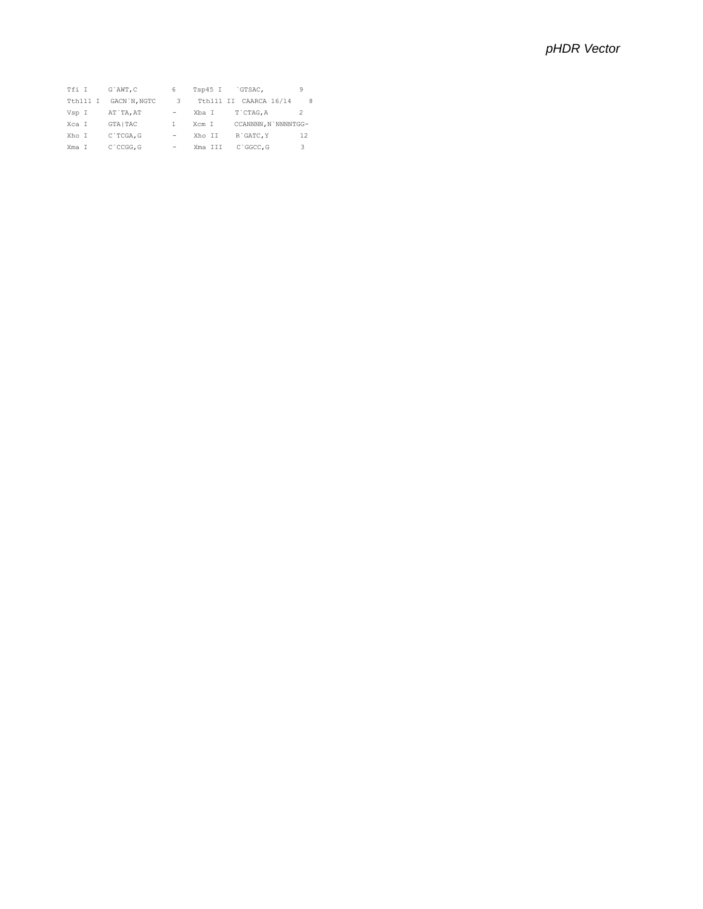| | | | | | |
|---|---|---|---|---|---|
| Tfi I | G`AWT,C | 6 | Tsp45 I | `GTSAC, | 9 |
| Tth111 I | GACN`N,NGTC | 3 | Tth111 II | CAARCA 16/14 | 8 |
| Vsp I | AT`TA,AT | - | Xba I | T`CTAG,A | 2 |
| Xca I | GTA\|TAC | 1 | Xcm I | CCANNNN,N`NNNNTGG | - |
| Xho I | C`TCGA,G | - | Xho II | R`GATC,Y | 12 |
| Xma I | C`CCGG,G | - | Xma III | C`GGCC,G | 3 |